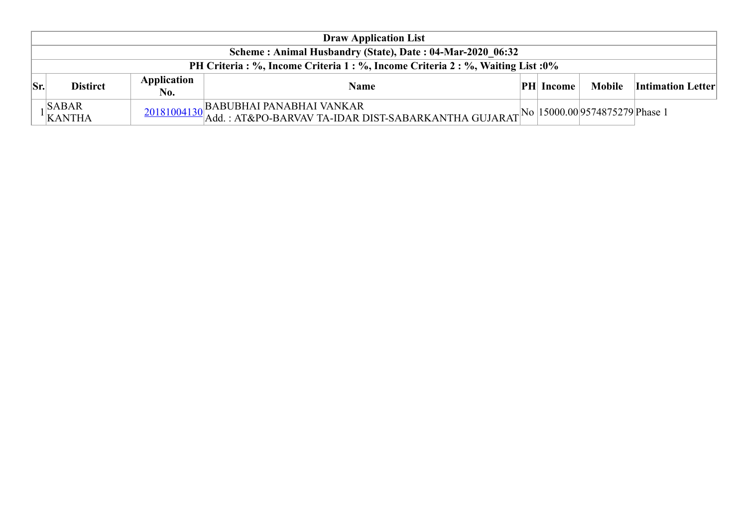| Draw Application List | | | | | | | |
|---|---|---|---|---|---|---|---|
| Scheme : Animal Husbandry (State), Date : 04-Mar-2020_06:32 | | | | | | | |
| PH Criteria : %, Income Criteria 1 : %, Income Criteria 2 : %, Waiting List :0% | | | | | | | |
| **Sr.** | **Distirct** | **Application No.** | **Name** | **PH** | **Income** | **Mobile** | **Intimation Letter** |
| 1 | SABAR KANTHA | 20181004130 | BABUBHAI PANABHAI VANKAR<br>Add. : AT&PO-BARVAV TA-IDAR DIST-SABARKANTHA GUJARAT | No | 15000.00 | 9574875279 | Phase 1 |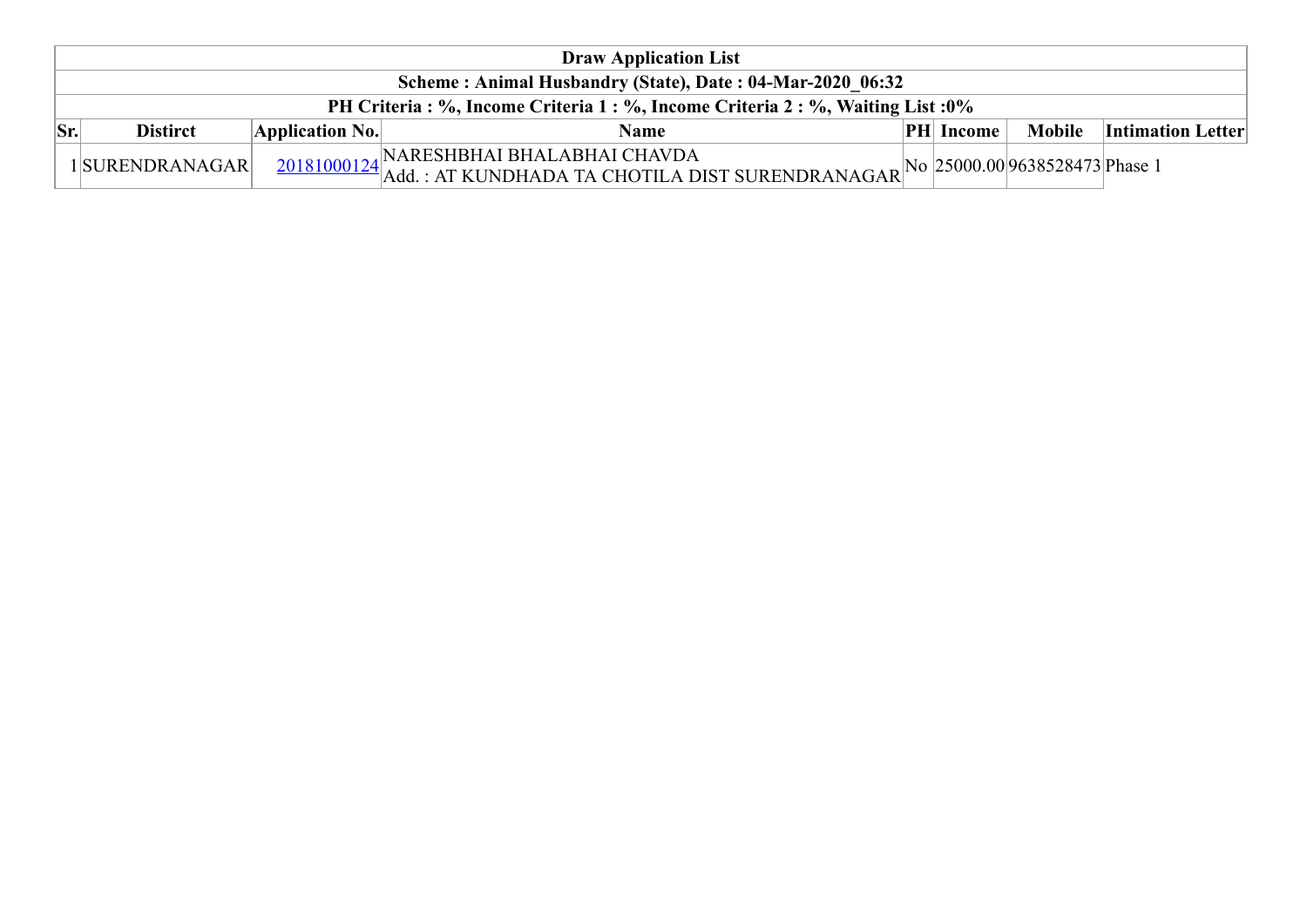| Draw Application List | | | | | | | |
|---|---|---|---|---|---|---|---|
| **Scheme : Animal Husbandry (State), Date : 04-Mar-2020_06:32** | | | | | | | |
| **PH Criteria : %, Income Criteria 1 : %, Income Criteria 2 : %, Waiting List :0%** | | | | | | | |
| **Sr.** | **Distirct** | **Application No.** | **Name** | **PH** | **Income** | **Mobile** | **Intimation Letter** |
| 1 | SURENDRANAGAR | 20181000124 | NARESHBHAI BHALABHAI CHAVDA<br>Add. : AT KUNDHADA TA CHOTILA DIST SURENDRANAGAR | No | 25000.00 | 9638528473 | Phase 1 |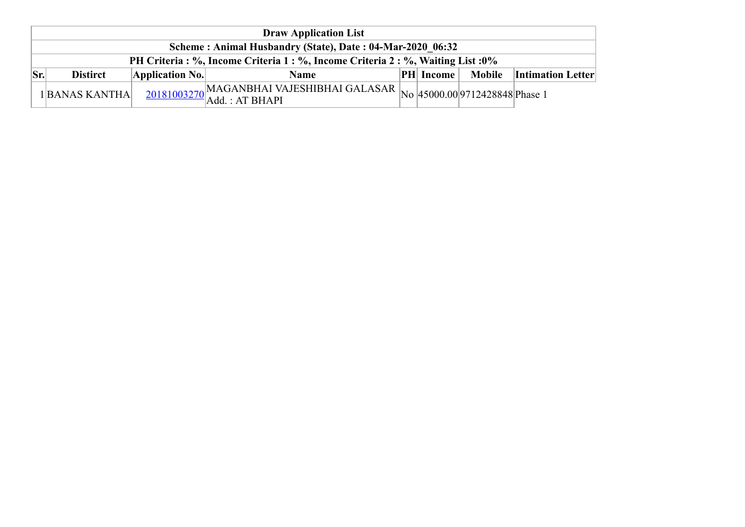| Draw Application List | | | | | | | |
|---|---|---|---|---|---|---|---|
| Scheme : Animal Husbandry (State), Date : 04-Mar-2020_06:32 | | | | | | | |
| PH Criteria : %, Income Criteria 1 : %, Income Criteria 2 : %, Waiting List :0% | | | | | | | |
| **Sr.** | **Distirct** | **Application No.** | **Name** | **PH** | **Income** | **Mobile** | **Intimation Letter** |
| 1 | BANAS KANTHA | 20181003270 | MAGANBHAI VAJESHIBHAI GALASAR Add. : AT BHAPI | No | 45000.00 | 9712428848 | Phase 1 |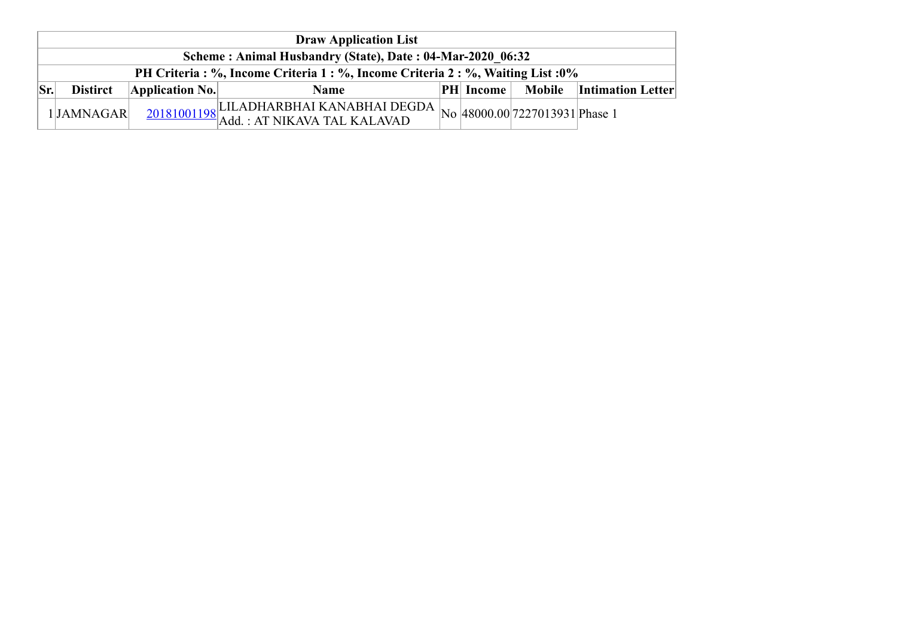| Draw Application List | | | | | | | |
|---|---|---|---|---|---|---|---|
| Scheme : Animal Husbandry (State), Date : 04-Mar-2020_06:32 | | | | | | | |
| PH Criteria : %, Income Criteria 1 : %, Income Criteria 2 : %, Waiting List :0% | | | | | | | |
| **Sr.** | **Distirct** | **Application No.** | **Name** | **PH** | **Income** | **Mobile** | **Intimation Letter** |
| 1 | JAMNAGAR | 20181001198 | LILADHARBHAI KANABHAI DEGDA Add. : AT NIKAVA TAL KALAVAD | No | 48000.00 | 7227013931 | Phase 1 |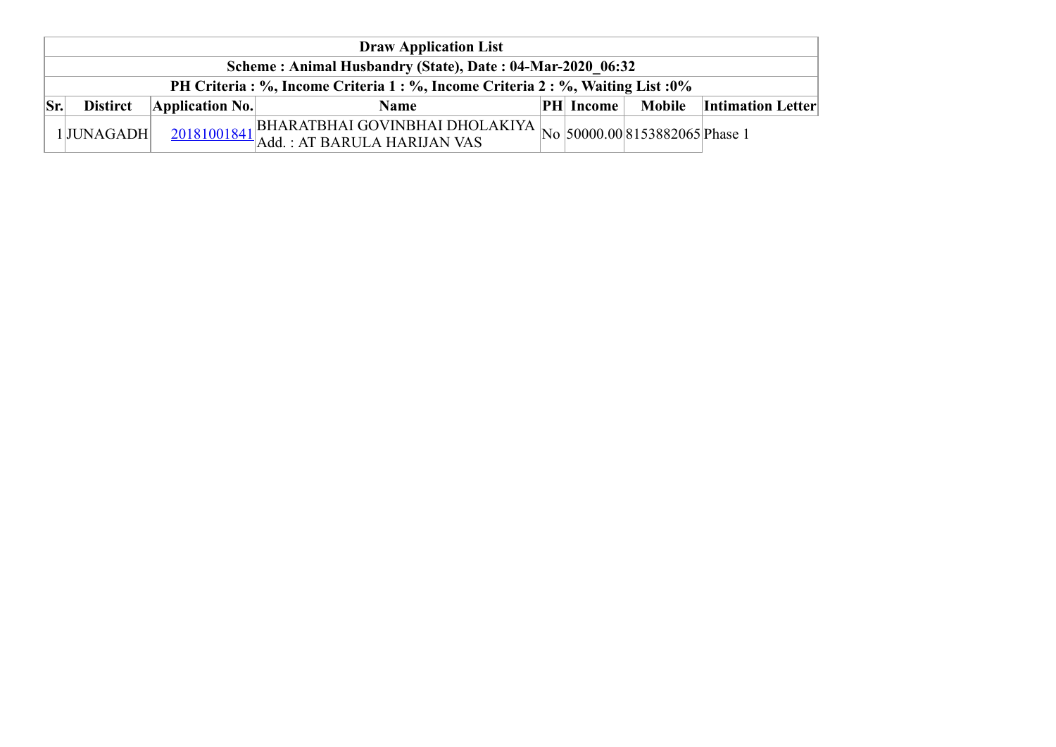| Draw Application List | | | | | | | |
|---|---|---|---|---|---|---|---|
| **Scheme : Animal Husbandry (State), Date : 04-Mar-2020_06:32** | | | | | | | |
| **PH Criteria : %, Income Criteria 1 : %, Income Criteria 2 : %, Waiting List :0%** | | | | | | | |
| **Sr.** | **Distirct** | **Application No.** | **Name** | **PH** | **Income** | **Mobile** | **Intimation Letter** |
| 1 | JUNAGADH | 20181001841 | BHARATBHAI GOVINBHAI DHOLAKIYA Add. : AT BARULA HARIJAN VAS | No | 50000.00 | 8153882065 | Phase 1 |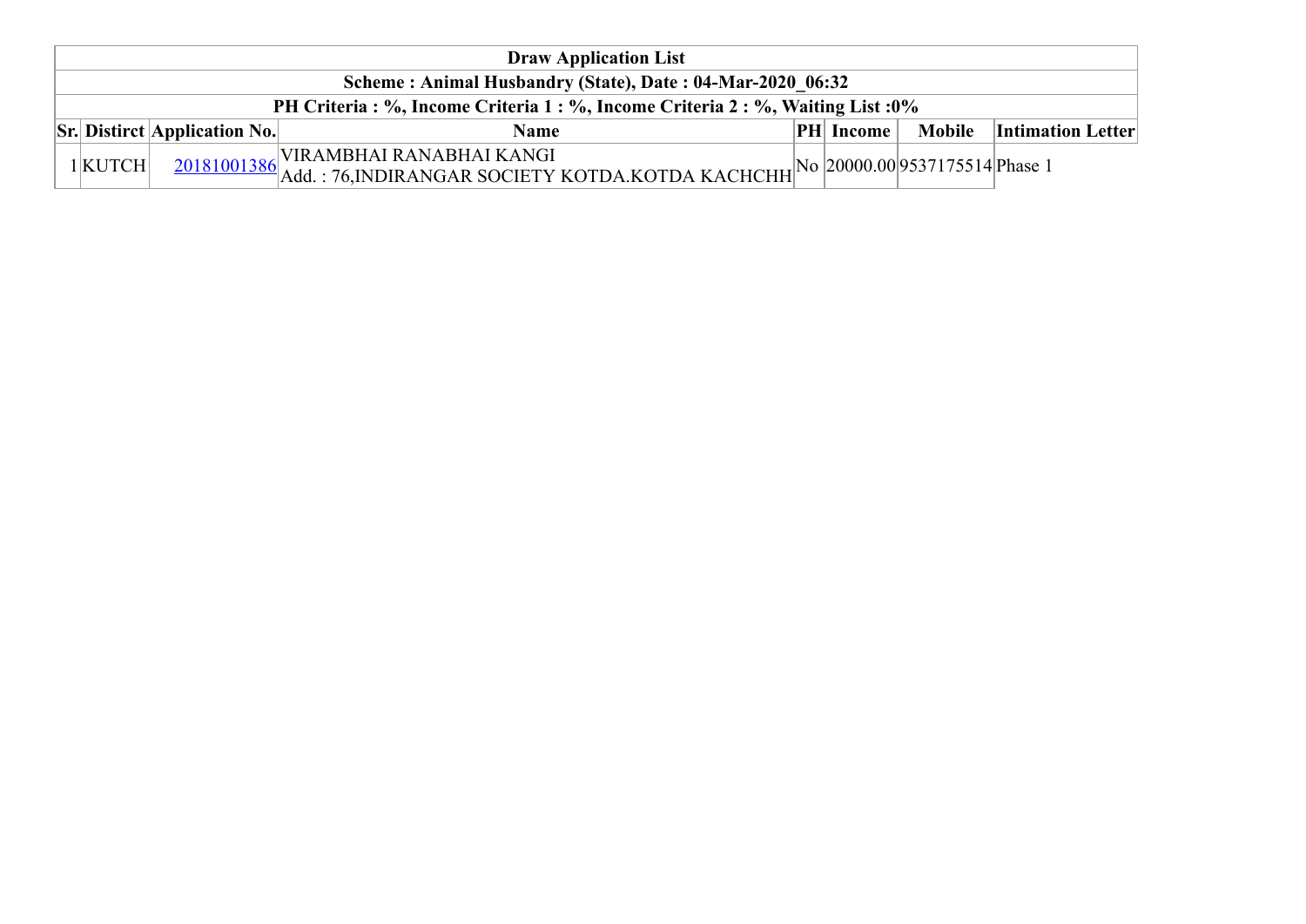| Draw Application List | | | | | | | |
|---|---|---|---|---|---|---|---|
| **Scheme : Animal Husbandry (State), Date : 04-Mar-2020_06:32** | | | | | | | |
| **PH Criteria : %, Income Criteria 1 : %, Income Criteria 2 : %, Waiting List :0%** | | | | | | | |
| **Sr.** | **Distirct** | **Application No.** | **Name** | **PH** | **Income** | **Mobile** | **Intimation Letter** |
| 1 | KUTCH | 20181001386 | VIRAMBHAI RANABHAI KANGI<br>Add. : 76,INDIRANGAR SOCIETY KOTDA.KOTDA KACHCHH | No | 20000.00 | 9537175514 | Phase 1 |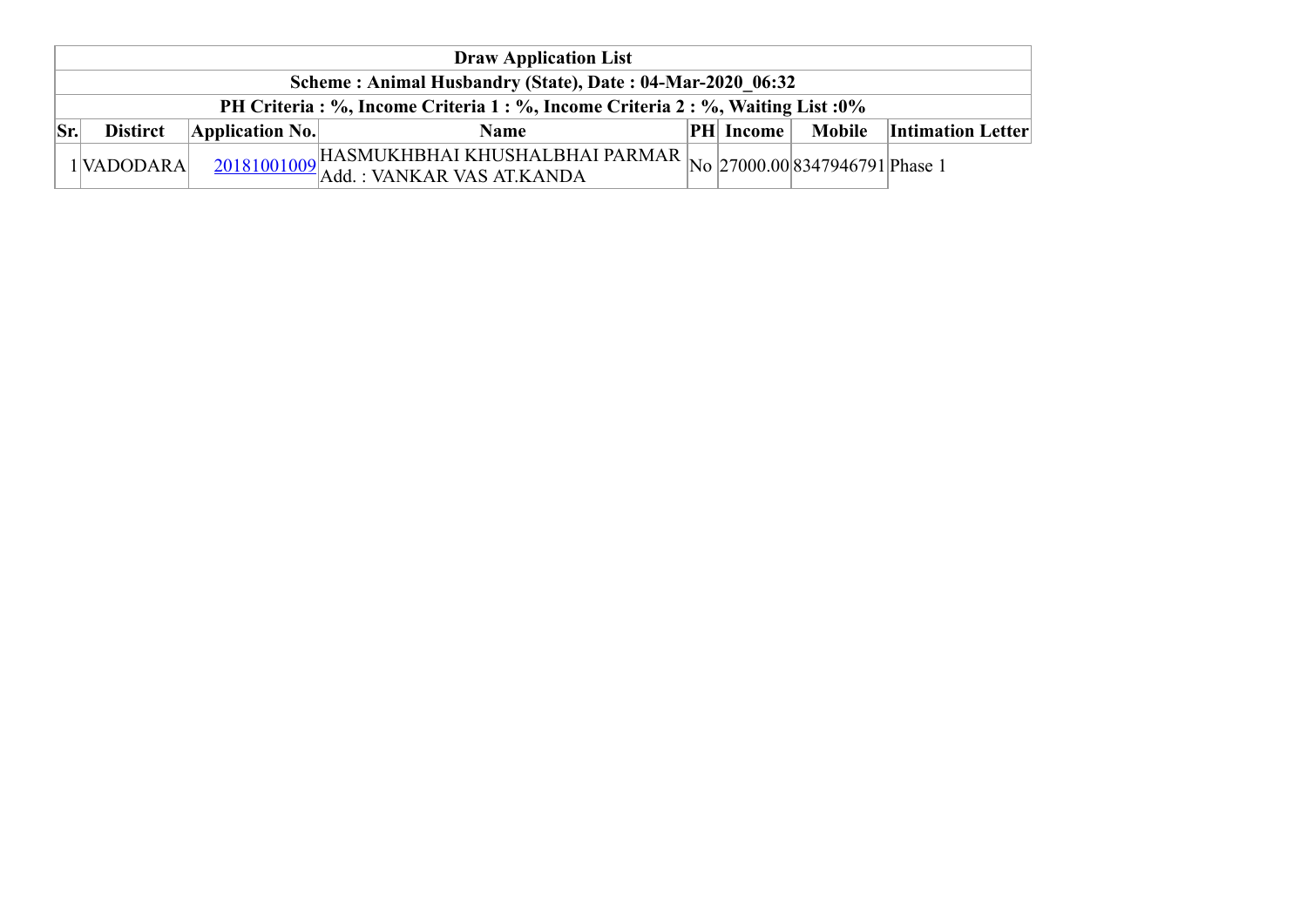| Draw Application List | | | | | | | |
|---|---|---|---|---|---|---|---|
| Scheme : Animal Husbandry (State), Date : 04-Mar-2020_06:32 | | | | | | | |
| PH Criteria : %, Income Criteria 1 : %, Income Criteria 2 : %, Waiting List :0% | | | | | | | |
| **Sr.** | **Distirct** | **Application No.** | **Name** | **PH** | **Income** | **Mobile** | **Intimation Letter** |
| 1 | VADODARA | 20181001009 | HASMUKHBHAI KHUSHALBHAI PARMAR Add. : VANKAR VAS AT.KANDA | No | 27000.00 | 8347946791 | Phase 1 |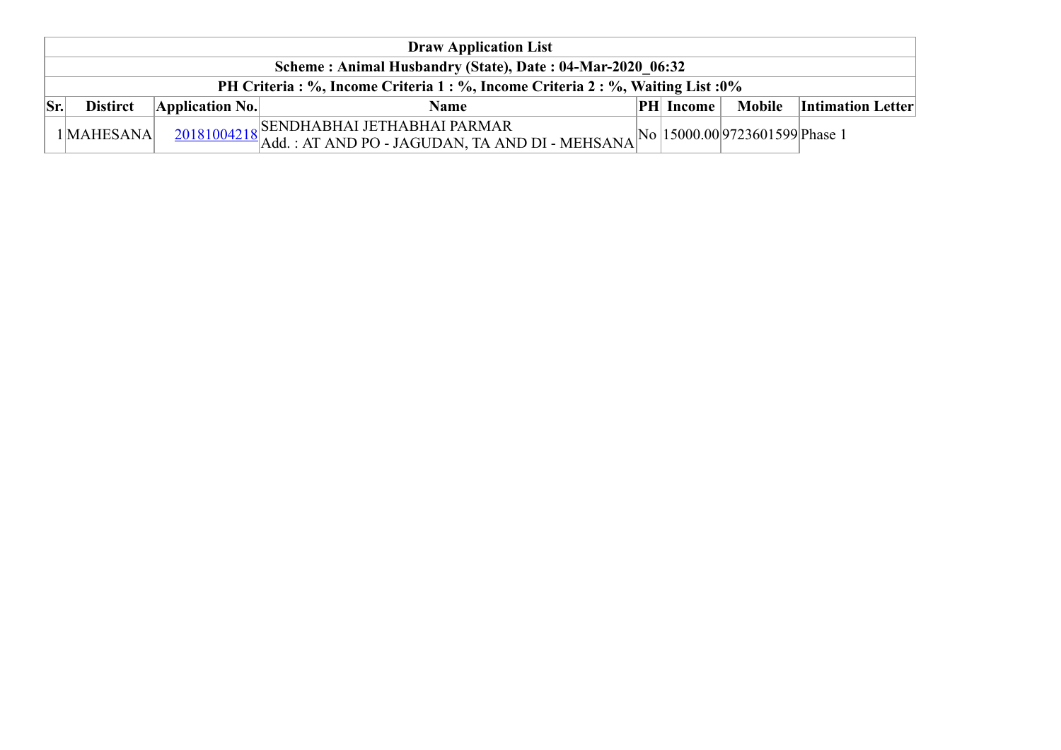**Draw Application List**

**Scheme : Animal Husbandry (State), Date : 04-Mar-2020_06:32**

**PH Criteria : %, Income Criteria 1 : %, Income Criteria 2 : %, Waiting List :0%**

| Sr. | Distirct | Application No. | Name | PH | Income | Mobile | Intimation Letter |
|---|---|---|---|---|---|---|---|
| 1 | MAHESANA | 20181004218 | SENDHABHAI JETHABHAI PARMAR<br>Add. : AT AND PO - JAGUDAN, TA AND DI - MEHSANA | No | 15000.00 | 9723601599 | Phase 1 |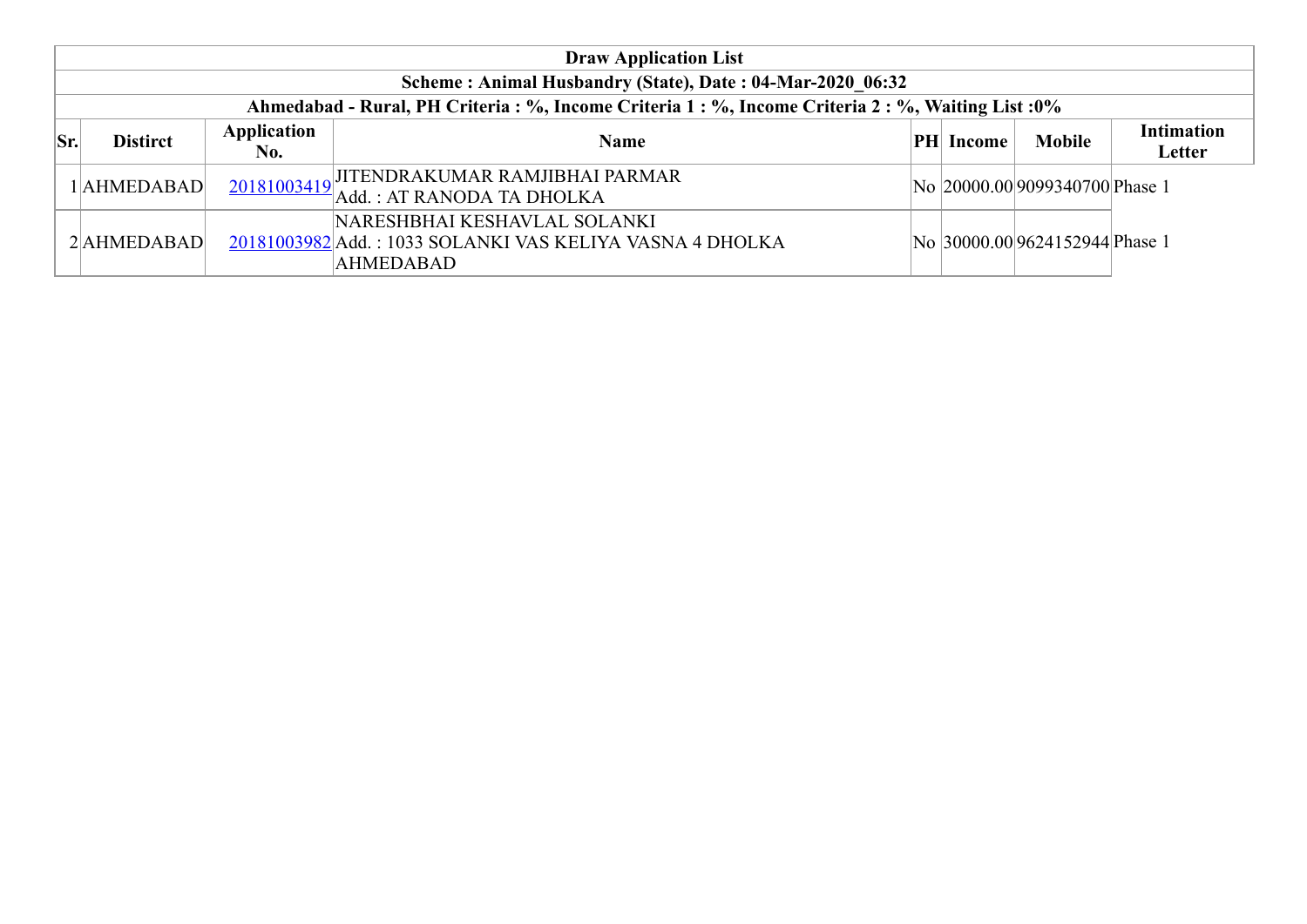| Draw Application List | | | | | | | |
|---|---|---|---|---|---|---|---|
| Scheme : Animal Husbandry (State), Date : 04-Mar-2020_06:32 | | | | | | | |
| Ahmedabad - Rural, PH Criteria : %, Income Criteria 1 : %, Income Criteria 2 : %, Waiting List :0% | | | | | | | |
| **Sr.** | **Distirct** | **Application No.** | **Name** | **PH** | **Income** | **Mobile** | **Intimation Letter** |
| 1 | AHMEDABAD | 20181003419 | JITENDRAKUMAR RAMJIBHAI PARMAR<br>Add. : AT RANODA TA DHOLKA | No | 20000.00 | 9099340700 | Phase 1 |
| 2 | AHMEDABAD | 20181003982 | NARESHBHAI KESHAVLAL SOLANKI<br>Add. : 1033 SOLANKI VAS KELIYA VASNA 4 DHOLKA AHMEDABAD | No | 30000.00 | 9624152944 | Phase 1 |